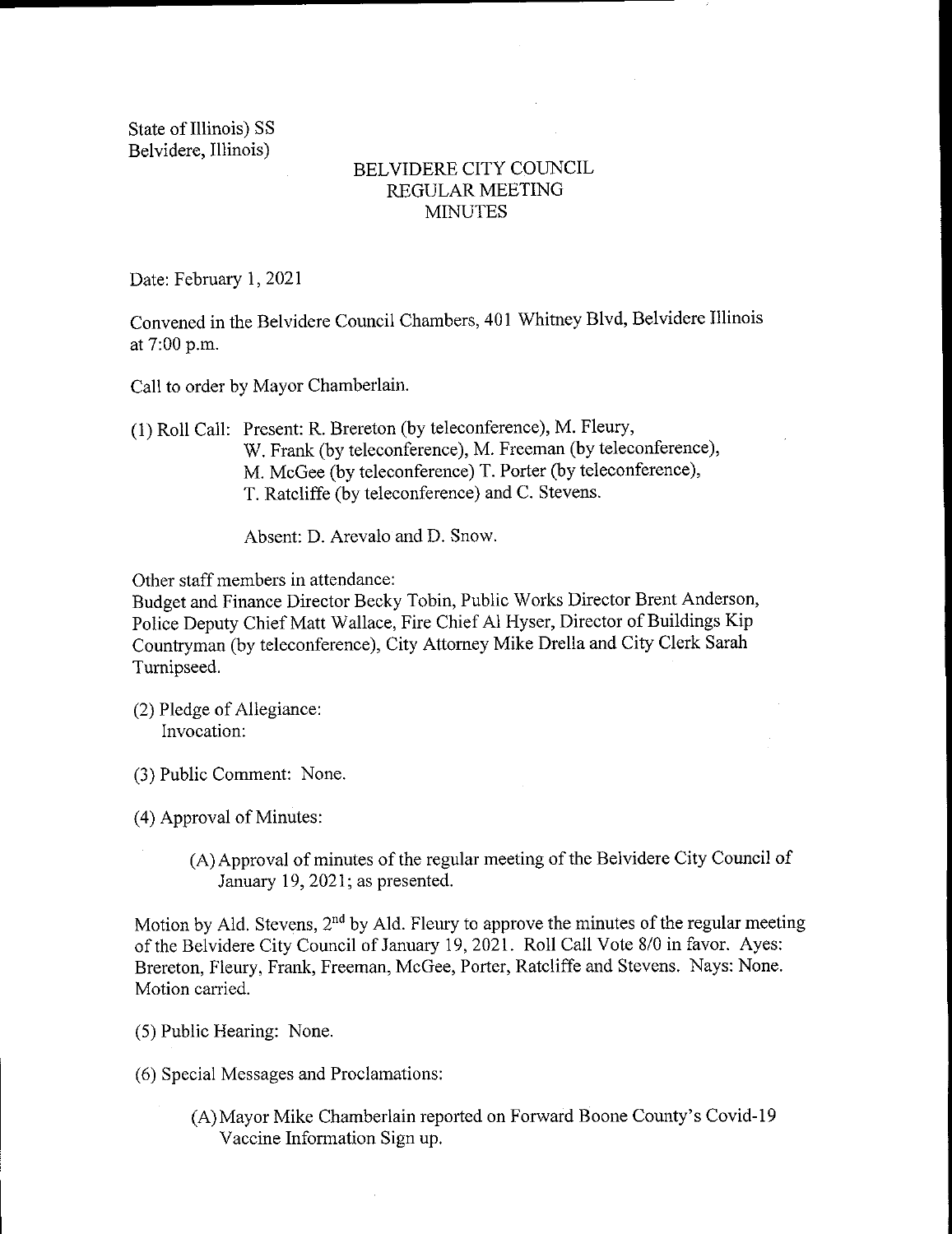State of Illinois) SS
Belvidere, Illinois)

# BELVIDERE CITY COUNCIL
## REGULAR MEETING
## MINUTES

Date: February 1, 2021

Convened in the Belvidere Council Chambers, 401 Whitney Blvd, Belvidere Illinois at 7:00 p.m.

Call to order by Mayor Chamberlain.

(1) Roll Call: Present: R. Brereton (by teleconference), M. Fleury, W. Frank (by teleconference), M. Freeman (by teleconference), M. McGee (by teleconference) T. Porter (by teleconference), T. Ratcliffe (by teleconference) and C. Stevens.

Absent: D. Arevalo and D. Snow.

Other staff members in attendance:
Budget and Finance Director Becky Tobin, Public Works Director Brent Anderson, Police Deputy Chief Matt Wallace, Fire Chief Al Hyser, Director of Buildings Kip Countryman (by teleconference), City Attorney Mike Drella and City Clerk Sarah Turnipseed.

(2) Pledge of Allegiance:
Invocation:

(3) Public Comment: None.

(4) Approval of Minutes:

(A) Approval of minutes of the regular meeting of the Belvidere City Council of January 19, 2021; as presented.

Motion by Ald. Stevens, 2nd by Ald. Fleury to approve the minutes of the regular meeting of the Belvidere City Council of January 19, 2021. Roll Call Vote 8/0 in favor. Ayes: Brereton, Fleury, Frank, Freeman, McGee, Porter, Ratcliffe and Stevens. Nays: None. Motion carried.

(5) Public Hearing: None.

(6) Special Messages and Proclamations:

(A) Mayor Mike Chamberlain reported on Forward Boone County's Covid-19 Vaccine Information Sign up.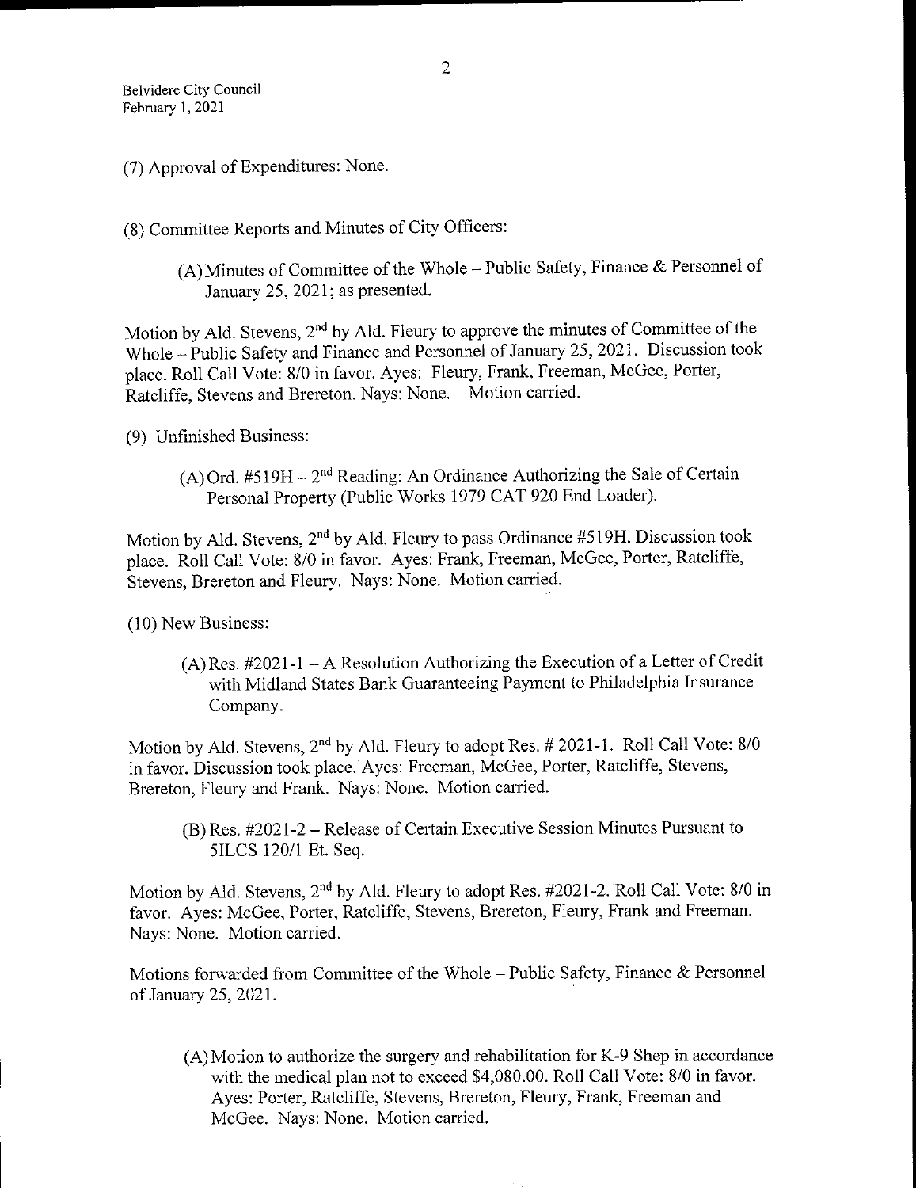(7) Approval of Expenditures: None.

(8) Committee Reports and Minutes of City Officers:

(A) Minutes of Committee of the Whole – Public Safety, Finance & Personnel of January 25, 2021; as presented.

Motion by Ald. Stevens, 2nd by Ald. Fleury to approve the minutes of Committee of the Whole – Public Safety and Finance and Personnel of January 25, 2021. Discussion took place. Roll Call Vote: 8/0 in favor. Ayes: Fleury, Frank, Freeman, McGee, Porter, Ratcliffe, Stevens and Brereton. Nays: None. Motion carried.

(9) Unfinished Business:

(A) Ord. #519H – 2nd Reading: An Ordinance Authorizing the Sale of Certain Personal Property (Public Works 1979 CAT 920 End Loader).

Motion by Ald. Stevens, 2nd by Ald. Fleury to pass Ordinance #519H. Discussion took place. Roll Call Vote: 8/0 in favor. Ayes: Frank, Freeman, McGee, Porter, Ratcliffe, Stevens, Brereton and Fleury. Nays: None. Motion carried.

(10) New Business:

(A) Res. #2021-1 – A Resolution Authorizing the Execution of a Letter of Credit with Midland States Bank Guaranteeing Payment to Philadelphia Insurance Company.

Motion by Ald. Stevens, 2nd by Ald. Fleury to adopt Res. # 2021-1. Roll Call Vote: 8/0 in favor. Discussion took place. Ayes: Freeman, McGee, Porter, Ratcliffe, Stevens, Brereton, Fleury and Frank. Nays: None. Motion carried.

(B) Res. #2021-2 – Release of Certain Executive Session Minutes Pursuant to 5ILCS 120/1 Et. Seq.

Motion by Ald. Stevens, 2nd by Ald. Fleury to adopt Res. #2021-2. Roll Call Vote: 8/0 in favor. Ayes: McGee, Porter, Ratcliffe, Stevens, Brereton, Fleury, Frank and Freeman. Nays: None. Motion carried.

Motions forwarded from Committee of the Whole – Public Safety, Finance & Personnel of January 25, 2021.

(A) Motion to authorize the surgery and rehabilitation for K-9 Shep in accordance with the medical plan not to exceed $4,080.00. Roll Call Vote: 8/0 in favor. Ayes: Porter, Ratcliffe, Stevens, Brereton, Fleury, Frank, Freeman and McGee. Nays: None. Motion carried.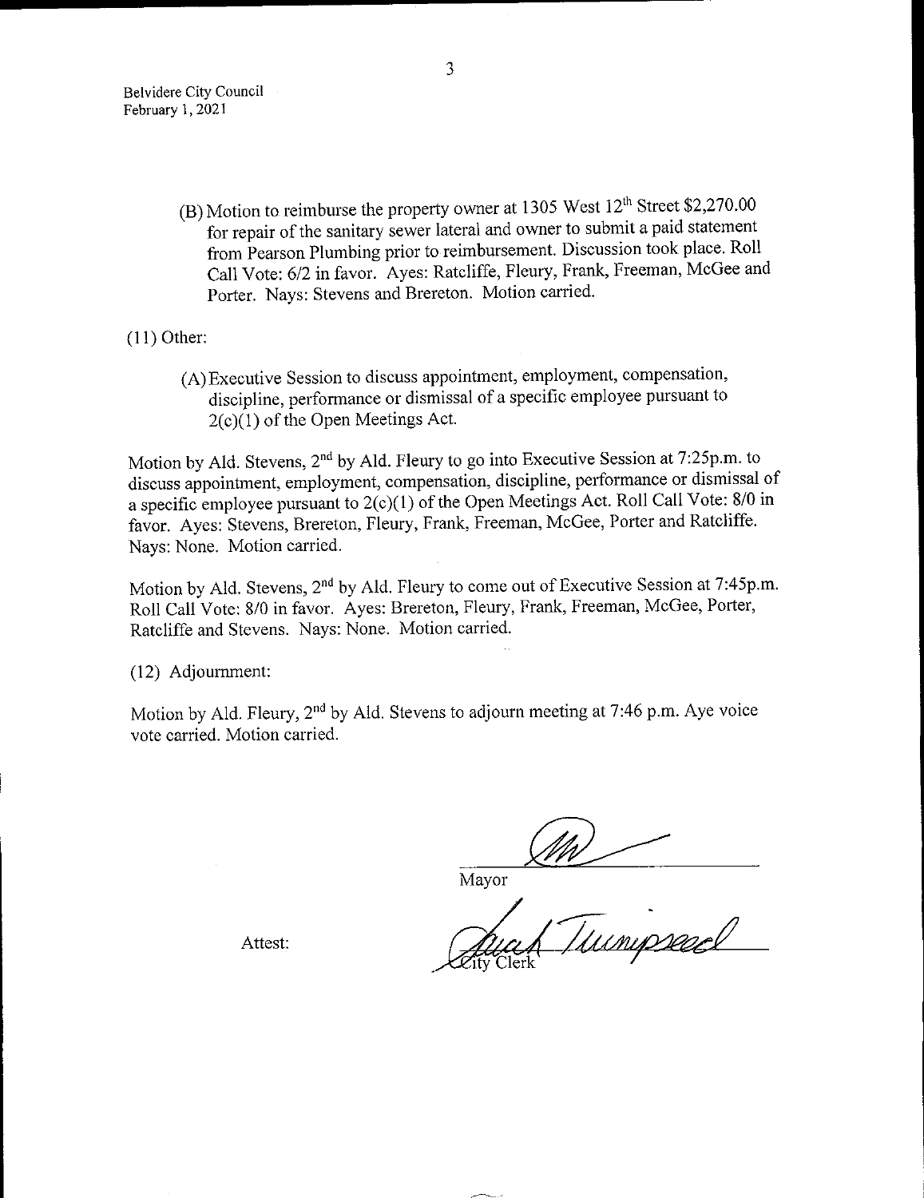(B) Motion to reimburse the property owner at 1305 West 12th Street $2,270.00 for repair of the sanitary sewer lateral and owner to submit a paid statement from Pearson Plumbing prior to reimbursement. Discussion took place. Roll Call Vote: 6/2 in favor. Ayes: Ratcliffe, Fleury, Frank, Freeman, McGee and Porter. Nays: Stevens and Brereton. Motion carried.

(11) Other:

(A) Executive Session to discuss appointment, employment, compensation, discipline, performance or dismissal of a specific employee pursuant to 2(c)(1) of the Open Meetings Act.

Motion by Ald. Stevens, 2nd by Ald. Fleury to go into Executive Session at 7:25p.m. to discuss appointment, employment, compensation, discipline, performance or dismissal of a specific employee pursuant to 2(c)(1) of the Open Meetings Act. Roll Call Vote: 8/0 in favor. Ayes: Stevens, Brereton, Fleury, Frank, Freeman, McGee, Porter and Ratcliffe. Nays: None. Motion carried.

Motion by Ald. Stevens, 2nd by Ald. Fleury to come out of Executive Session at 7:45p.m. Roll Call Vote: 8/0 in favor. Ayes: Brereton, Fleury, Frank, Freeman, McGee, Porter, Ratcliffe and Stevens. Nays: None. Motion carried.

(12) Adjournment:

Motion by Ald. Fleury, 2nd by Ald. Stevens to adjourn meeting at 7:46 p.m. Aye voice vote carried. Motion carried.

Mayor

Attest: City Clerk